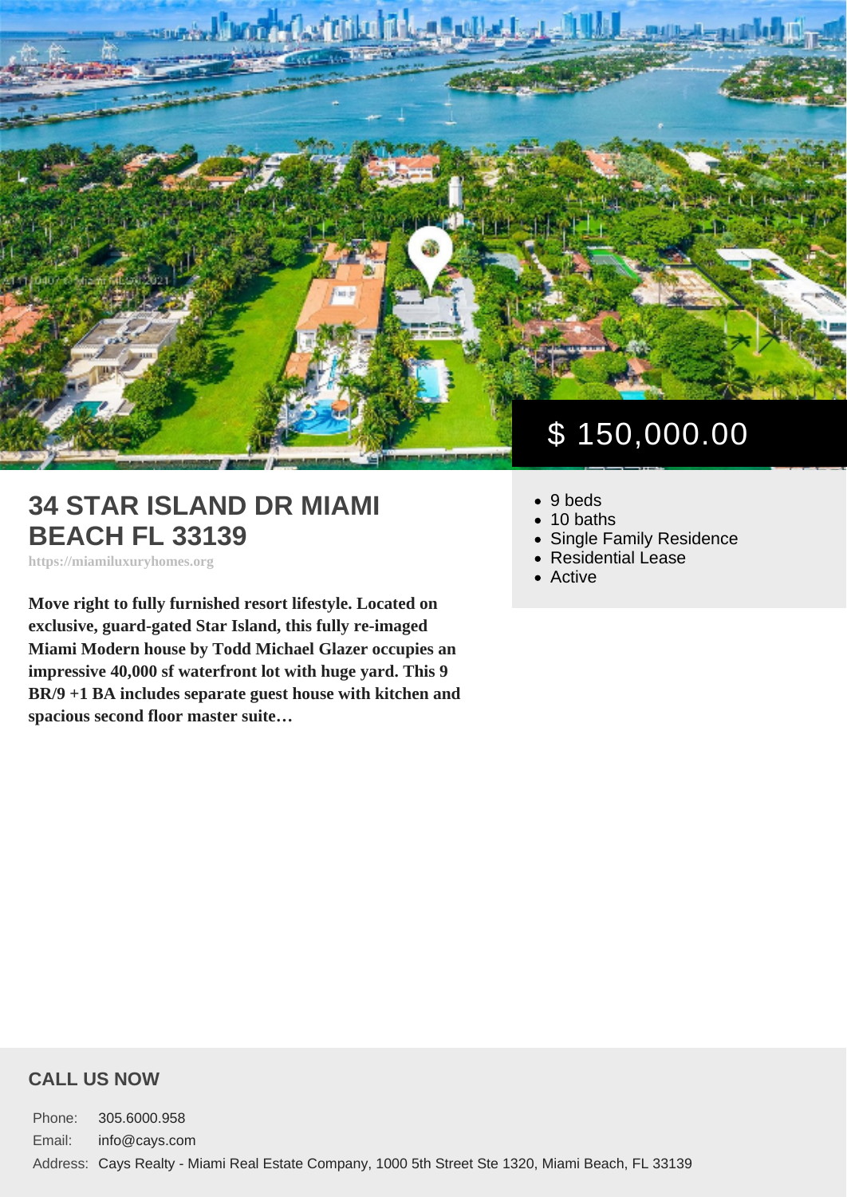$ 150,000.00

# 34 STAR ISLAND DR MIAMI BEACH FL 33139

https://miamiluxuryhomes.org

**Move right to fully furnished resort lifestyle. Located on exclusive, guard-gated Star Island, this fully re-imaged Miami Modern house by Todd Michael Glazer occupies an impressive 40,000 sf waterfront lot with huge yard. This 9 BR/9 +1 BA includes separate guest house with kitchen and spacious second floor master suite…**

- 9 beds
- 10 baths
- Single Family Residence
- Residential Lease
- Active

## CALL US NOW

| | |
|---|---|
| Phone: | 305.6000.958 |
| Email: | info@cays.com |
| Address: | Cays Realty - Miami Real Estate Company, 1000 5th Street Ste 1320, Miami Beach, FL 33139 |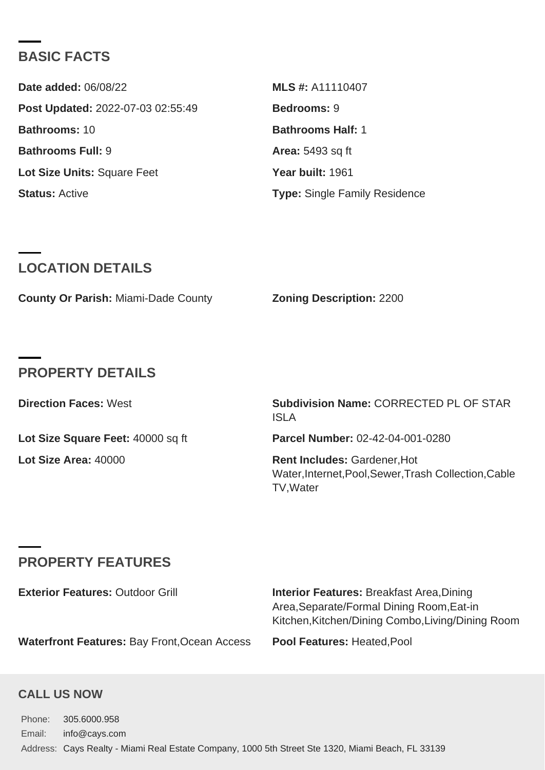## BASIC FACTS

**Date added:** 06/08/22

**MLS #:** A11110407

**Post Updated:** 2022-07-03 02:55:49

**Bedrooms:** 9

**Bathrooms:** 10

**Bathrooms Half:** 1

**Bathrooms Full:** 9

**Area:** 5493 sq ft

**Lot Size Units:** Square Feet

**Year built:** 1961

**Status:** Active

**Type:** Single Family Residence

## LOCATION DETAILS

**County Or Parish:** Miami-Dade County

**Zoning Description:** 2200

## PROPERTY DETAILS

**Direction Faces:** West

**Subdivision Name:** CORRECTED PL OF STAR ISLA

**Lot Size Square Feet:** 40000 sq ft

**Parcel Number:** 02-42-04-001-0280

**Lot Size Area:** 40000

**Rent Includes:** Gardener,Hot Water,Internet,Pool,Sewer,Trash Collection,Cable TV,Water

## PROPERTY FEATURES

**Exterior Features:** Outdoor Grill

**Interior Features:** Breakfast Area,Dining Area,Separate/Formal Dining Room,Eat-in Kitchen,Kitchen/Dining Combo,Living/Dining Room

**Waterfront Features:** Bay Front,Ocean Access

**Pool Features:** Heated,Pool

### CALL US NOW

Phone: 305.6000.958

Email: info@cays.com

Address: Cays Realty - Miami Real Estate Company, 1000 5th Street Ste 1320, Miami Beach, FL 33139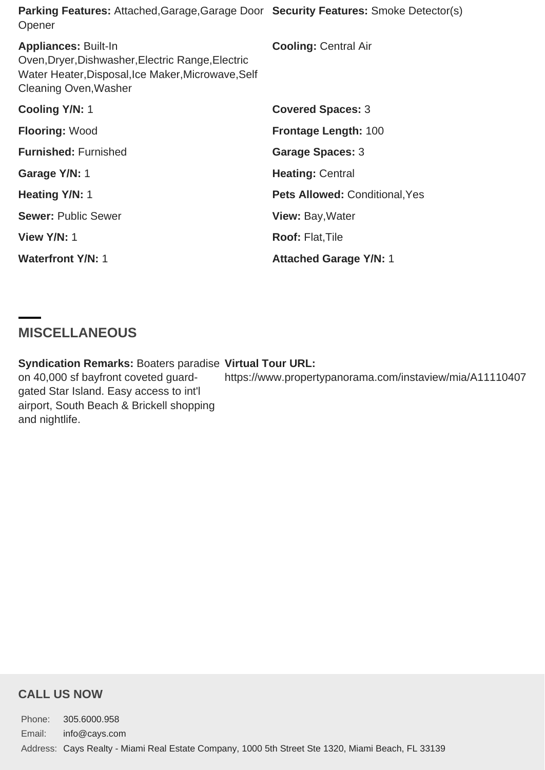**Parking Features:** Attached,Garage,Garage Door Opener

**Security Features:** Smoke Detector(s)

**Appliances:** Built-In Oven,Dryer,Dishwasher,Electric Range,Electric Water Heater,Disposal,Ice Maker,Microwave,Self Cleaning Oven,Washer

**Cooling:** Central Air

**Cooling Y/N:** 1

**Covered Spaces:** 3

**Flooring:** Wood

**Frontage Length:** 100

**Furnished:** Furnished

**Garage Spaces:** 3

**Garage Y/N:** 1

**Heating:** Central

**Heating Y/N:** 1

**Pets Allowed:** Conditional,Yes

**Sewer:** Public Sewer

**View:** Bay,Water

**View Y/N:** 1

**Roof:** Flat,Tile

**Waterfront Y/N:** 1

**Attached Garage Y/N:** 1

## MISCELLANEOUS

**Syndication Remarks:** Boaters paradise on 40,000 sf bayfront coveted guard-gated Star Island. Easy access to int'l airport, South Beach & Brickell shopping and nightlife.

**Virtual Tour URL:** https://www.propertypanorama.com/instaview/mia/A11110407

### CALL US NOW

Phone: 305.6000.958

Email: info@cays.com

Address: Cays Realty - Miami Real Estate Company, 1000 5th Street Ste 1320, Miami Beach, FL 33139